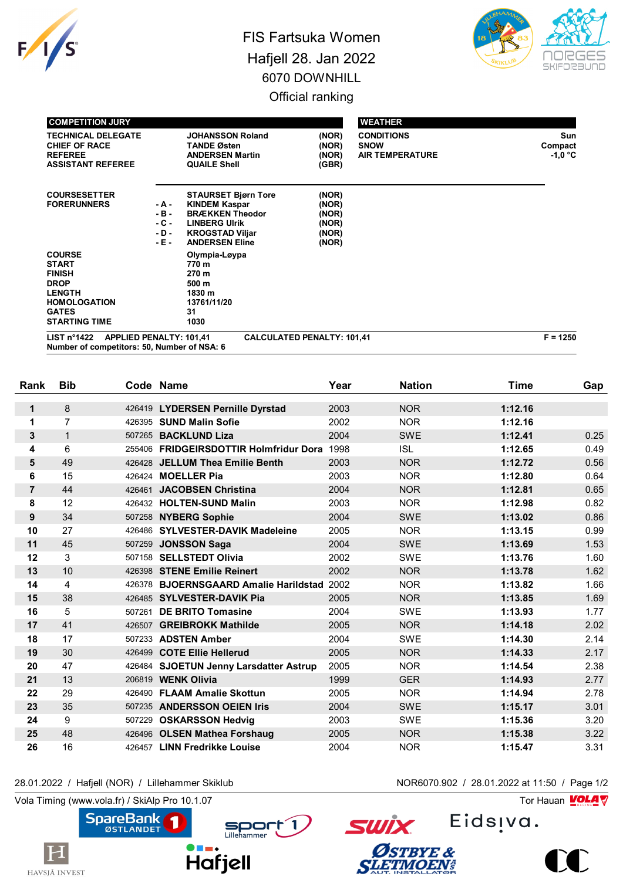# FIS Fartsuka Women

## Hafjell 28. Jan 2022

## 6070 DOWNHILL

## Official ranking

| COMPETITION JURY | | |
|---|---|---|
| TECHNICAL DELEGATE | JOHANSSON Roland | (NOR) |
| CHIEF OF RACE | TANDE Østen | (NOR) |
| REFEREE | ANDERSEN Martin | (NOR) |
| ASSISTANT REFEREE | QUAILE Shell | (GBR) |

| WEATHER | |
|---|---|
| CONDITIONS | Sun |
| SNOW | Compact |
| AIR TEMPERATURE | -1,0 °C |

| | | | |
|---|---|---|---|
| COURSESETTER | | STAURSET Bjørn Tore | (NOR) |
| FORERUNNERS | - A - | KINDEM Kaspar | (NOR) |
| | - B - | BRÆKKEN Theodor | (NOR) |
| | - C - | LINBERG Ulrik | (NOR) |
| | - D - | KROGSTAD Viljar | (NOR) |
| | - E - | ANDERSEN Eline | (NOR) |

| | |
|---|---|
| COURSE | Olympia-Løypa |
| START | 770 m |
| FINISH | 270 m |
| DROP | 500 m |
| LENGTH | 1830 m |
| HOMOLOGATION | 13761/11/20 |
| GATES | 31 |
| STARTING TIME | 1030 |

LIST n°1422 APPLIED PENALTY: 101,41 CALCULATED PENALTY: 101,41 F = 1250

Number of competitors: 50, Number of NSA: 6

| Rank | Bib | Code | Name | Year | Nation | Time | Gap |
|---|---|---|---|---|---|---|---|
| 1 | 8 | 426419 | LYDERSEN Pernille Dyrstad | 2003 | NOR | 1:12.16 | |
| 1 | 7 | 426395 | SUND Malin Sofie | 2002 | NOR | 1:12.16 | |
| 3 | 1 | 507265 | BACKLUND Liza | 2004 | SWE | 1:12.41 | 0.25 |
| 4 | 6 | 255406 | FRIDGEIRSDOTTIR Holmfridur Dora | 1998 | ISL | 1:12.65 | 0.49 |
| 5 | 49 | 426428 | JELLUM Thea Emilie Benth | 2003 | NOR | 1:12.72 | 0.56 |
| 6 | 15 | 426424 | MOELLER Pia | 2003 | NOR | 1:12.80 | 0.64 |
| 7 | 44 | 426461 | JACOBSEN Christina | 2004 | NOR | 1:12.81 | 0.65 |
| 8 | 12 | 426432 | HOLTEN-SUND Malin | 2003 | NOR | 1:12.98 | 0.82 |
| 9 | 34 | 507258 | NYBERG Sophie | 2004 | SWE | 1:13.02 | 0.86 |
| 10 | 27 | 426486 | SYLVESTER-DAVIK Madeleine | 2005 | NOR | 1:13.15 | 0.99 |
| 11 | 45 | 507259 | JONSSON Saga | 2004 | SWE | 1:13.69 | 1.53 |
| 12 | 3 | 507158 | SELLSTEDT Olivia | 2002 | SWE | 1:13.76 | 1.60 |
| 13 | 10 | 426398 | STENE Emilie Reinert | 2002 | NOR | 1:13.78 | 1.62 |
| 14 | 4 | 426378 | BJOERNSGAARD Amalie Harildstad | 2002 | NOR | 1:13.82 | 1.66 |
| 15 | 38 | 426485 | SYLVESTER-DAVIK Pia | 2005 | NOR | 1:13.85 | 1.69 |
| 16 | 5 | 507261 | DE BRITO Tomasine | 2004 | SWE | 1:13.93 | 1.77 |
| 17 | 41 | 426507 | GREIBROKK Mathilde | 2005 | NOR | 1:14.18 | 2.02 |
| 18 | 17 | 507233 | ADSTEN Amber | 2004 | SWE | 1:14.30 | 2.14 |
| 19 | 30 | 426499 | COTE Ellie Hellerud | 2005 | NOR | 1:14.33 | 2.17 |
| 20 | 47 | 426484 | SJOETUN Jenny Larsdatter Astrup | 2005 | NOR | 1:14.54 | 2.38 |
| 21 | 13 | 206819 | WENK Olivia | 1999 | GER | 1:14.93 | 2.77 |
| 22 | 29 | 426490 | FLAAM Amalie Skottun | 2005 | NOR | 1:14.94 | 2.78 |
| 23 | 35 | 507235 | ANDERSSON OEIEN Iris | 2004 | SWE | 1:15.17 | 3.01 |
| 24 | 9 | 507229 | OSKARSSON Hedvig | 2003 | SWE | 1:15.36 | 3.20 |
| 25 | 48 | 426496 | OLSEN Mathea Forshaug | 2005 | NOR | 1:15.38 | 3.22 |
| 26 | 16 | 426457 | LINN Fredrikke Louise | 2004 | NOR | 1:15.47 | 3.31 |

28.01.2022 / Hafjell (NOR) / Lillehammer Skiklub NOR6070.902 / 28.01.2022 at 11:50

Vola Timing (www.vola.fr) / SkiAlp Pro 10.1.07 Tor Hauan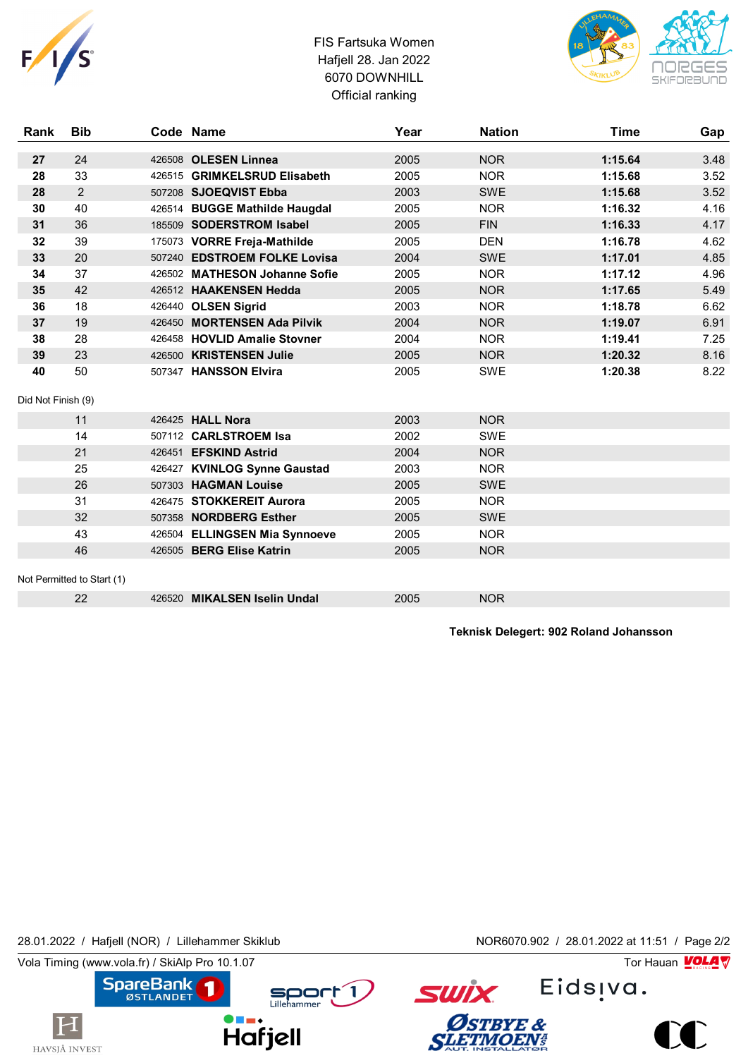FIS Fartsuka Women
Hafjell 28. Jan 2022
6070 DOWNHILL
Official ranking

| Rank | Bib | Code | Name | Year | Nation | Time | Gap |
|---|---|---|---|---|---|---|---|
| 27 | 24 | 426508 | **OLESEN Linnea** | 2005 | NOR | **1:15.64** | 3.48 |
| 28 | 33 | 426515 | **GRIMKELSRUD Elisabeth** | 2005 | NOR | **1:15.68** | 3.52 |
| 28 | 2 | 507208 | **SJOEQVIST Ebba** | 2003 | SWE | **1:15.68** | 3.52 |
| 30 | 40 | 426514 | **BUGGE Mathilde Haugdal** | 2005 | NOR | **1:16.32** | 4.16 |
| 31 | 36 | 185509 | **SODERSTROM Isabel** | 2005 | FIN | **1:16.33** | 4.17 |
| 32 | 39 | 175073 | **VORRE Freja-Mathilde** | 2005 | DEN | **1:16.78** | 4.62 |
| 33 | 20 | 507240 | **EDSTROEM FOLKE Lovisa** | 2004 | SWE | **1:17.01** | 4.85 |
| 34 | 37 | 426502 | **MATHESON Johanne Sofie** | 2005 | NOR | **1:17.12** | 4.96 |
| 35 | 42 | 426512 | **HAAKENSEN Hedda** | 2005 | NOR | **1:17.65** | 5.49 |
| 36 | 18 | 426440 | **OLSEN Sigrid** | 2003 | NOR | **1:18.78** | 6.62 |
| 37 | 19 | 426450 | **MORTENSEN Ada Pilvik** | 2004 | NOR | **1:19.07** | 6.91 |
| 38 | 28 | 426458 | **HOVLID Amalie Stovner** | 2004 | NOR | **1:19.41** | 7.25 |
| 39 | 23 | 426500 | **KRISTENSEN Julie** | 2005 | NOR | **1:20.32** | 8.16 |
| 40 | 50 | 507347 | **HANSSON Elvira** | 2005 | SWE | **1:20.38** | 8.22 |

Did Not Finish (9)

| Bib | Code | Name | Year | Nation |
|---|---|---|---|---|
| 11 | 426425 | **HALL Nora** | 2003 | NOR |
| 14 | 507112 | **CARLSTROEM Isa** | 2002 | SWE |
| 21 | 426451 | **EFSKIND Astrid** | 2004 | NOR |
| 25 | 426427 | **KVINLOG Synne Gaustad** | 2003 | NOR |
| 26 | 507303 | **HAGMAN Louise** | 2005 | SWE |
| 31 | 426475 | **STOKKEREIT Aurora** | 2005 | NOR |
| 32 | 507358 | **NORDBERG Esther** | 2005 | SWE |
| 43 | 426504 | **ELLINGSEN Mia Synnoeve** | 2005 | NOR |
| 46 | 426505 | **BERG Elise Katrin** | 2005 | NOR |

Not Permitted to Start (1)

| Bib | Code | Name | Year | Nation |
|---|---|---|---|---|
| 22 | 426520 | **MIKALSEN Iselin Undal** | 2005 | NOR |

**Teknisk Delegert: 902 Roland Johansson**

28.01.2022 / Hafjell (NOR) / Lillehammer Skiklub — NOR6070.902 / 28.01.2022 at 11:51

Vola Timing (www.vola.fr) / SkiAlp Pro 10.1.07 — Tor Hauan